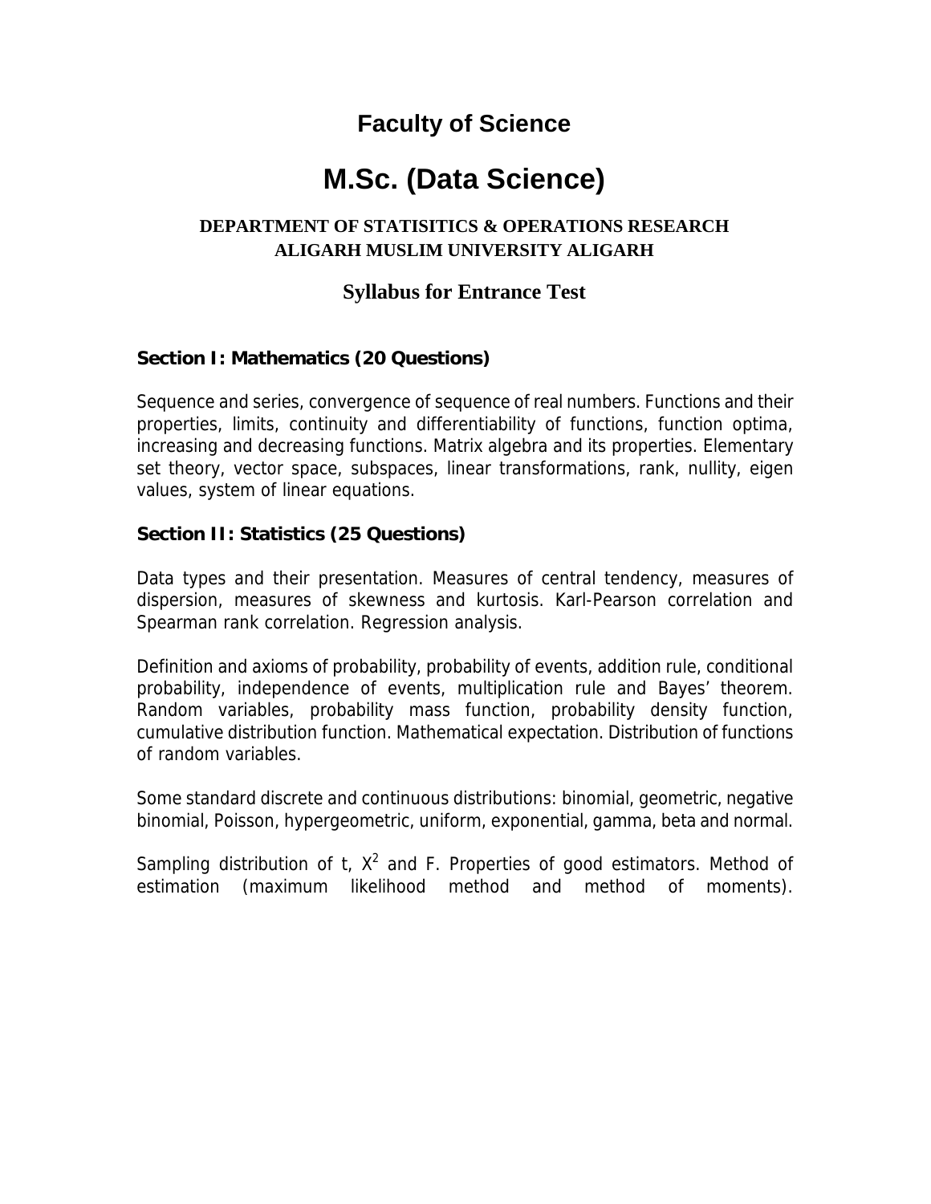# Faculty of Science

# M.Sc. (Data Science)

**DEPARTMENT OF STATISITICS & OPERATIONS RESEARCH**
**ALIGARH MUSLIM UNIVERSITY ALIGARH**

## Syllabus for Entrance Test

### Section I: Mathematics (20 Questions)

Sequence and series, convergence of sequence of real numbers. Functions and their properties, limits, continuity and differentiability of functions, function optima, increasing and decreasing functions. Matrix algebra and its properties. Elementary set theory, vector space, subspaces, linear transformations, rank, nullity, eigen values, system of linear equations.

### Section II: Statistics (25 Questions)

Data types and their presentation. Measures of central tendency, measures of dispersion, measures of skewness and kurtosis. Karl-Pearson correlation and Spearman rank correlation. Regression analysis.

Definition and axioms of probability, probability of events, addition rule, conditional probability, independence of events, multiplication rule and Bayes' theorem. Random variables, probability mass function, probability density function, cumulative distribution function. Mathematical expectation. Distribution of functions of random variables.

Some standard discrete and continuous distributions: binomial, geometric, negative binomial, Poisson, hypergeometric, uniform, exponential, gamma, beta and normal.

Sampling distribution of t, $X^2$ and F. Properties of good estimators. Method of estimation (maximum likelihood method and method of moments).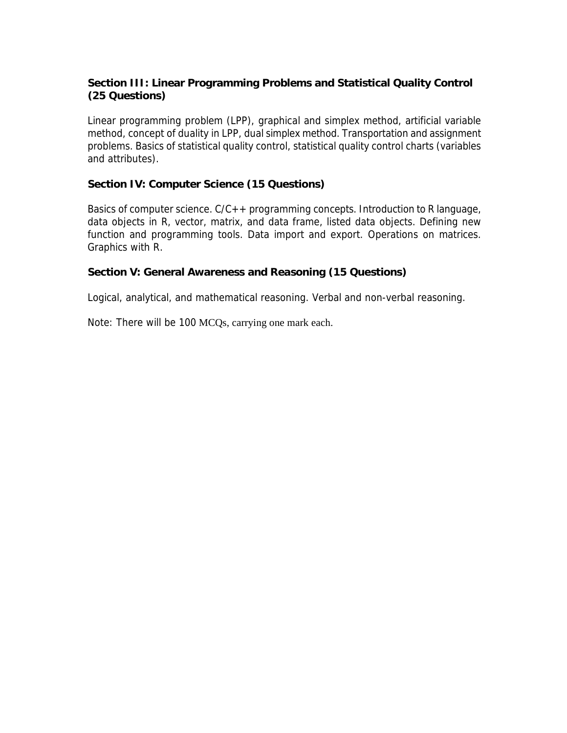### Section III: Linear Programming Problems and Statistical Quality Control (25 Questions)

Linear programming problem (LPP), graphical and simplex method, artificial variable method, concept of duality in LPP, dual simplex method. Transportation and assignment problems. Basics of statistical quality control, statistical quality control charts (variables and attributes).

### Section IV: Computer Science (15 Questions)

Basics of computer science. C/C++ programming concepts. Introduction to R language, data objects in R, vector, matrix, and data frame, listed data objects. Defining new function and programming tools. Data import and export. Operations on matrices. Graphics with R.

### Section V: General Awareness and Reasoning (15 Questions)

Logical, analytical, and mathematical reasoning. Verbal and non-verbal reasoning.

Note: There will be 100 MCQs, carrying one mark each.